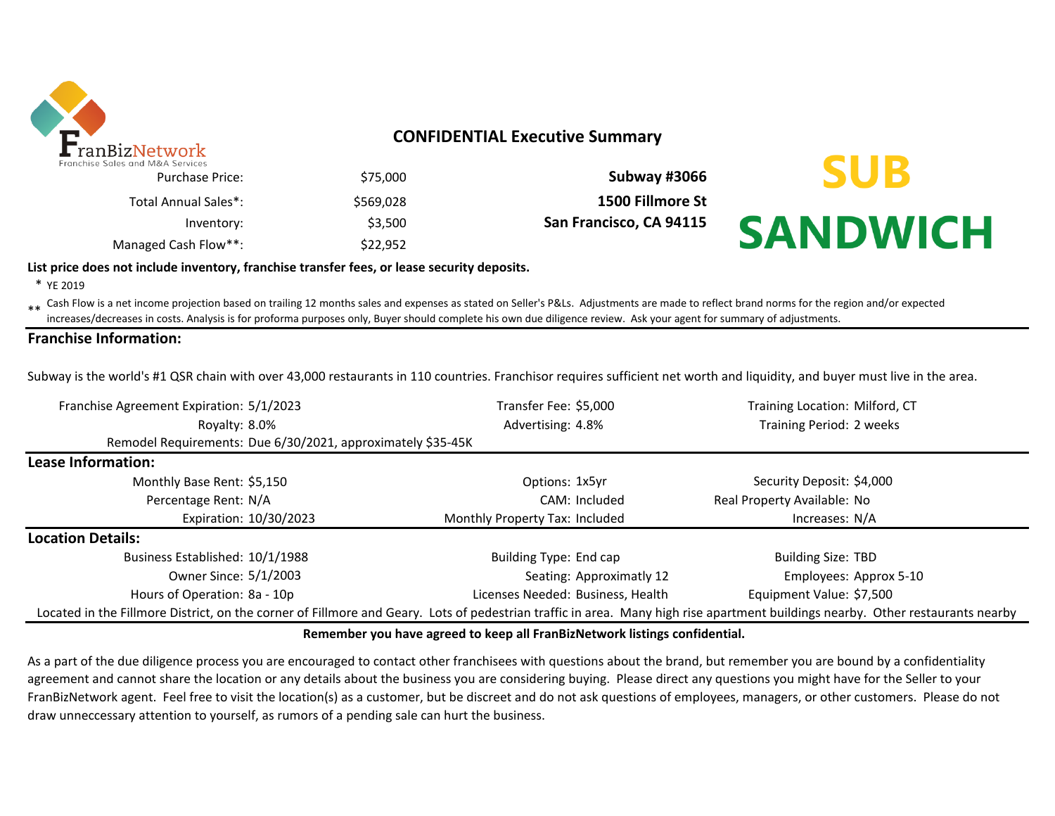FranBizNetwork
Franchise Sales and M&A Services

# CONFIDENTIAL Executive Summary

| | | |
|---|---|---|
| Purchase Price: | $75,000 | **Subway #3066** |
| Total Annual Sales*: | $569,028 | **1500 Fillmore St** |
| Inventory: | $3,500 | **San Francisco, CA 94115** |
| Managed Cash Flow**: | $22,952 | |

**SUB SANDWICH**

**List price does not include inventory, franchise transfer fees, or lease security deposits.**

\* YE 2019

\*\* Cash Flow is a net income projection based on trailing 12 months sales and expenses as stated on Seller's P&Ls. Adjustments are made to reflect brand norms for the region and/or expected increases/decreases in costs. Analysis is for proforma purposes only, Buyer should complete his own due diligence review. Ask your agent for summary of adjustments.

## Franchise Information:

Subway is the world's #1 QSR chain with over 43,000 restaurants in 110 countries. Franchisor requires sufficient net worth and liquidity, and buyer must live in the area.

| | | | | | |
|---|---|---|---|---|---|
| Franchise Agreement Expiration: | 5/1/2023 | Transfer Fee: | $5,000 | Training Location: | Milford, CT |
| Royalty: | 8.0% | Advertising: | 4.8% | Training Period: | 2 weeks |
| Remodel Requirements: | Due 6/30/2021, approximately $35-45K | | | | |

## Lease Information:

| | | | | | |
|---|---|---|---|---|---|
| Monthly Base Rent: | $5,150 | Options: | 1x5yr | Security Deposit: | $4,000 |
| Percentage Rent: | N/A | CAM: | Included | Real Property Available: | No |
| Expiration: | 10/30/2023 | Monthly Property Tax: | Included | Increases: | N/A |

## Location Details:

| | | | | | |
|---|---|---|---|---|---|
| Business Established: | 10/1/1988 | Building Type: | End cap | Building Size: | TBD |
| Owner Since: | 5/1/2003 | Seating: | Approximatly 12 | Employees: | Approx 5-10 |
| Hours of Operation: | 8a - 10p | Licenses Needed: | Business, Health | Equipment Value: | $7,500 |

Located in the Fillmore District, on the corner of Fillmore and Geary. Lots of pedestrian traffic in area. Many high rise apartment buildings nearby. Other restaurants nearby

**Remember you have agreed to keep all FranBizNetwork listings confidential.**

As a part of the due diligence process you are encouraged to contact other franchisees with questions about the brand, but remember you are bound by a confidentiality agreement and cannot share the location or any details about the business you are considering buying. Please direct any questions you might have for the Seller to your FranBizNetwork agent. Feel free to visit the location(s) as a customer, but be discreet and do not ask questions of employees, managers, or other customers. Please do not draw unneccessary attention to yourself, as rumors of a pending sale can hurt the business.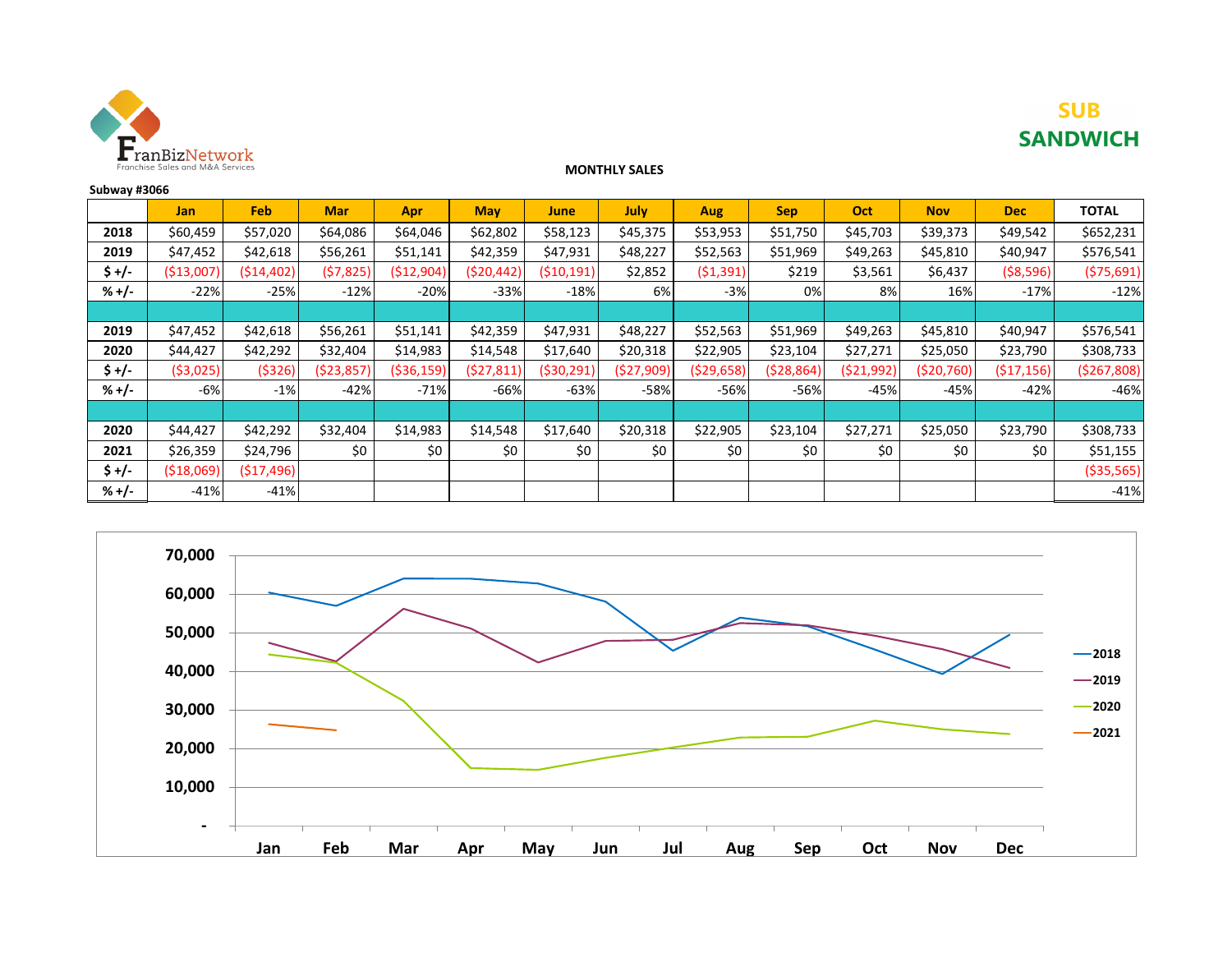FranBizNetwork
Franchise Sales and M&A Services

**SUB SANDWICH**

**MONTHLY SALES**

**Subway #3066**

| | Jan | Feb | Mar | Apr | May | June | July | Aug | Sep | Oct | Nov | Dec | TOTAL |
|---|---|---|---|---|---|---|---|---|---|---|---|---|---|
| **2018** | $60,459 | $57,020 | $64,086 | $64,046 | $62,802 | $58,123 | $45,375 | $53,953 | $51,750 | $45,703 | $39,373 | $49,542 | $652,231 |
| **2019** | $47,452 | $42,618 | $56,261 | $51,141 | $42,359 | $47,931 | $48,227 | $52,563 | $51,969 | $49,263 | $45,810 | $40,947 | $576,541 |
| **$ +/-** | ($13,007) | ($14,402) | ($7,825) | ($12,904) | ($20,442) | ($10,191) | $2,852 | ($1,391) | $219 | $3,561 | $6,437 | ($8,596) | ($75,691) |
| **% +/-** | -22% | -25% | -12% | -20% | -33% | -18% | 6% | -3% | 0% | 8% | 16% | -17% | -12% |
| | | | | | | | | | | | | | |
| **2019** | $47,452 | $42,618 | $56,261 | $51,141 | $42,359 | $47,931 | $48,227 | $52,563 | $51,969 | $49,263 | $45,810 | $40,947 | $576,541 |
| **2020** | $44,427 | $42,292 | $32,404 | $14,983 | $14,548 | $17,640 | $20,318 | $22,905 | $23,104 | $27,271 | $25,050 | $23,790 | $308,733 |
| **$ +/-** | ($3,025) | ($326) | ($23,857) | ($36,159) | ($27,811) | ($30,291) | ($27,909) | ($29,658) | ($28,864) | ($21,992) | ($20,760) | ($17,156) | ($267,808) |
| **% +/-** | -6% | -1% | -42% | -71% | -66% | -63% | -58% | -56% | -56% | -45% | -45% | -42% | -46% |
| | | | | | | | | | | | | | |
| **2020** | $44,427 | $42,292 | $32,404 | $14,983 | $14,548 | $17,640 | $20,318 | $22,905 | $23,104 | $27,271 | $25,050 | $23,790 | $308,733 |
| **2021** | $26,359 | $24,796 | $0 | $0 | $0 | $0 | $0 | $0 | $0 | $0 | $0 | $0 | $51,155 |
| **$ +/-** | ($18,069) | ($17,496) | | | | | | | | | | | ($35,565) |
| **% +/-** | -41% | -41% | | | | | | | | | | | -41% |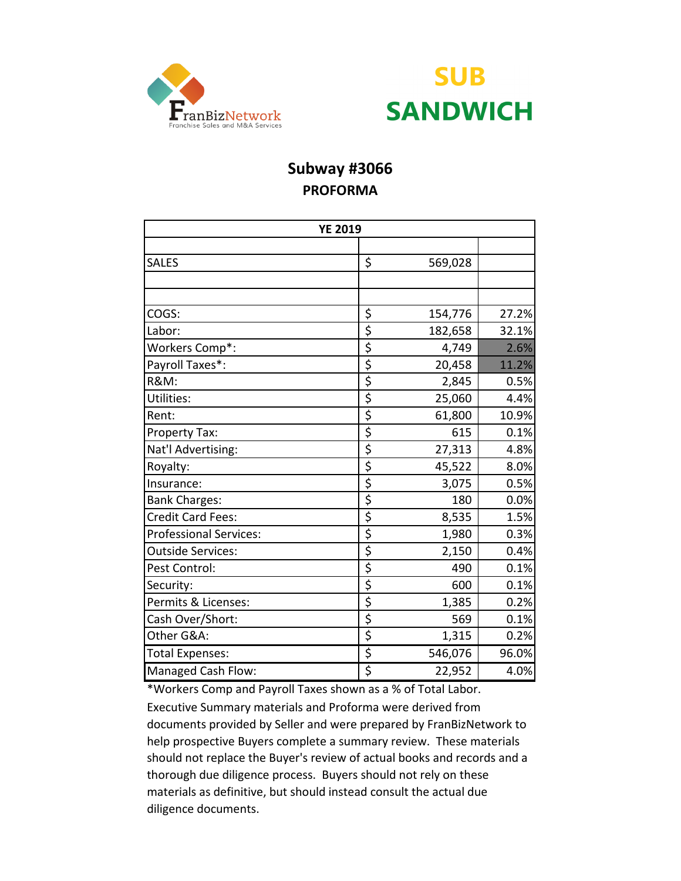FranBizNetwork
Franchise Sales and M&A Services

**SUB SANDWICH**

## Subway #3066

### PROFORMA

| YE 2019 | | |
|---|---|---|
| | | |
| SALES | $ 569,028 | |
| | | |
| | | |
| COGS: | $ 154,776 | 27.2% |
| Labor: | $ 182,658 | 32.1% |
| Workers Comp*: | $ 4,749 | 2.6% |
| Payroll Taxes*: | $ 20,458 | 11.2% |
| R&M: | $ 2,845 | 0.5% |
| Utilities: | $ 25,060 | 4.4% |
| Rent: | $ 61,800 | 10.9% |
| Property Tax: | $ 615 | 0.1% |
| Nat'l Advertising: | $ 27,313 | 4.8% |
| Royalty: | $ 45,522 | 8.0% |
| Insurance: | $ 3,075 | 0.5% |
| Bank Charges: | $ 180 | 0.0% |
| Credit Card Fees: | $ 8,535 | 1.5% |
| Professional Services: | $ 1,980 | 0.3% |
| Outside Services: | $ 2,150 | 0.4% |
| Pest Control: | $ 490 | 0.1% |
| Security: | $ 600 | 0.1% |
| Permits & Licenses: | $ 1,385 | 0.2% |
| Cash Over/Short: | $ 569 | 0.1% |
| Other G&A: | $ 1,315 | 0.2% |
| Total Expenses: | $ 546,076 | 96.0% |
| Managed Cash Flow: | $ 22,952 | 4.0% |

*Workers Comp and Payroll Taxes shown as a % of Total Labor.

Executive Summary materials and Proforma were derived from documents provided by Seller and were prepared by FranBizNetwork to help prospective Buyers complete a summary review. These materials should not replace the Buyer's review of actual books and records and a thorough due diligence process. Buyers should not rely on these materials as definitive, but should instead consult the actual due diligence documents.